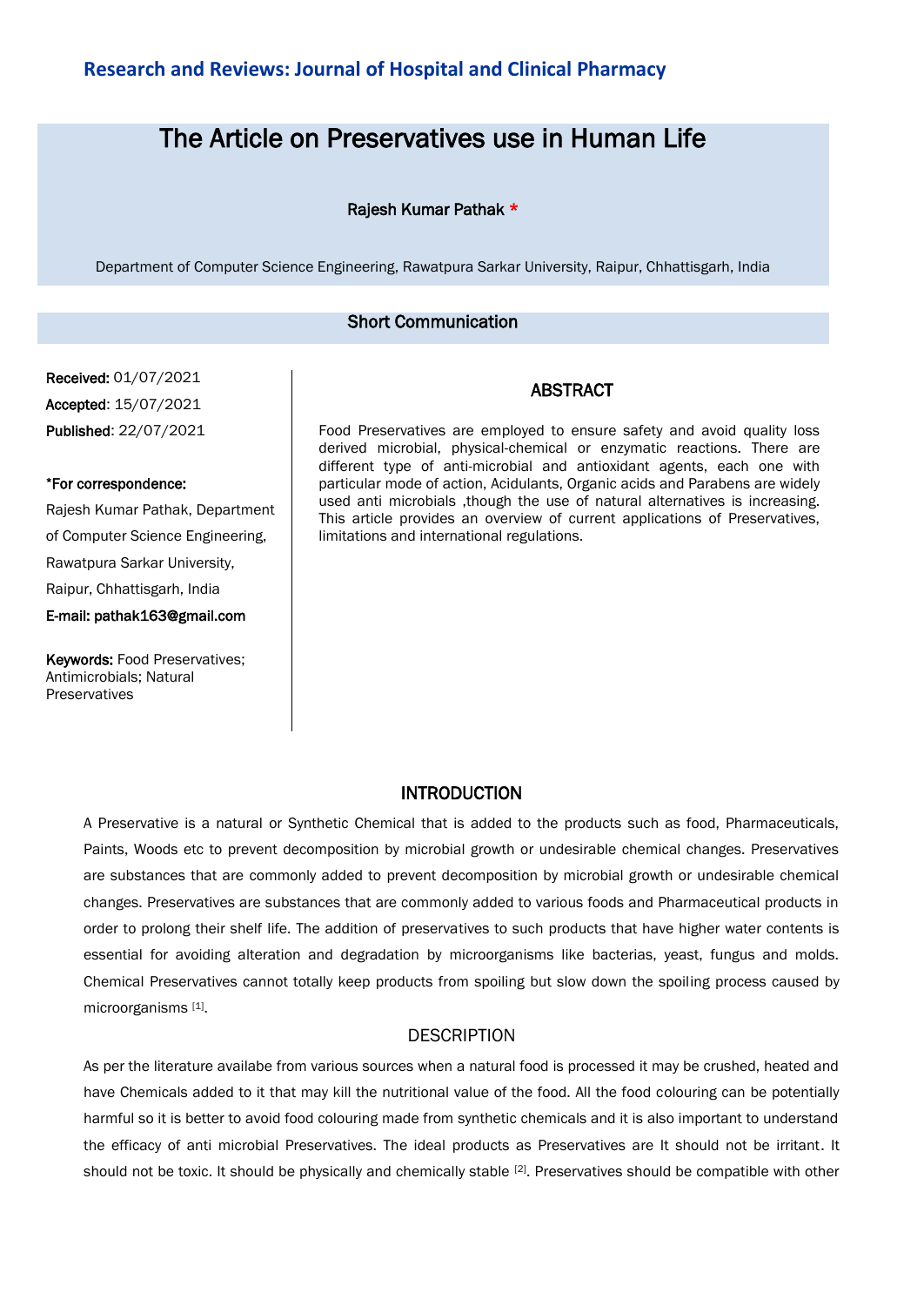Research and Reviews: Journal of Hospital and Clinical Pharmacy

# The Article on Preservatives use in Human Life

**Rajesh Kumar Pathak** *

Department of Computer Science Engineering, Rawatpura Sarkar University, Raipur, Chhattisgarh, India

## Short Communication

**Received:** 01/07/2021
**Accepted**: 15/07/2021
**Published**: 22/07/2021

***For correspondence:**
Rajesh Kumar Pathak, Department of Computer Science Engineering, Rawatpura Sarkar University, Raipur, Chhattisgarh, India
**E-mail: pathak163@gmail.com**

**Keywords:** Food Preservatives; Antimicrobials; Natural Preservatives

## ABSTRACT

Food Preservatives are employed to ensure safety and avoid quality loss derived microbial, physical-chemical or enzymatic reactions. There are different type of anti-microbial and antioxidant agents, each one with particular mode of action, Acidulants, Organic acids and Parabens are widely used anti microbials ,though the use of natural alternatives is increasing. This article provides an overview of current applications of Preservatives, limitations and international regulations.

## INTRODUCTION

A Preservative is a natural or Synthetic Chemical that is added to the products such as food, Pharmaceuticals, Paints, Woods etc to prevent decomposition by microbial growth or undesirable chemical changes. Preservatives are substances that are commonly added to prevent decomposition by microbial growth or undesirable chemical changes. Preservatives are substances that are commonly added to various foods and Pharmaceutical products in order to prolong their shelf life. The addition of preservatives to such products that have higher water contents is essential for avoiding alteration and degradation by microorganisms like bacterias, yeast, fungus and molds. Chemical Preservatives cannot totally keep products from spoiling but slow down the spoiling process caused by microorganisms [1].

## DESCRIPTION

As per the literature availabe from various sources when a natural food is processed it may be crushed, heated and have Chemicals added to it that may kill the nutritional value of the food. All the food colouring can be potentially harmful so it is better to avoid food colouring made from synthetic chemicals and it is also important to understand the efficacy of anti microbial Preservatives. The ideal products as Preservatives are It should not be irritant. It should not be toxic. It should be physically and chemically stable [2]. Preservatives should be compatible with other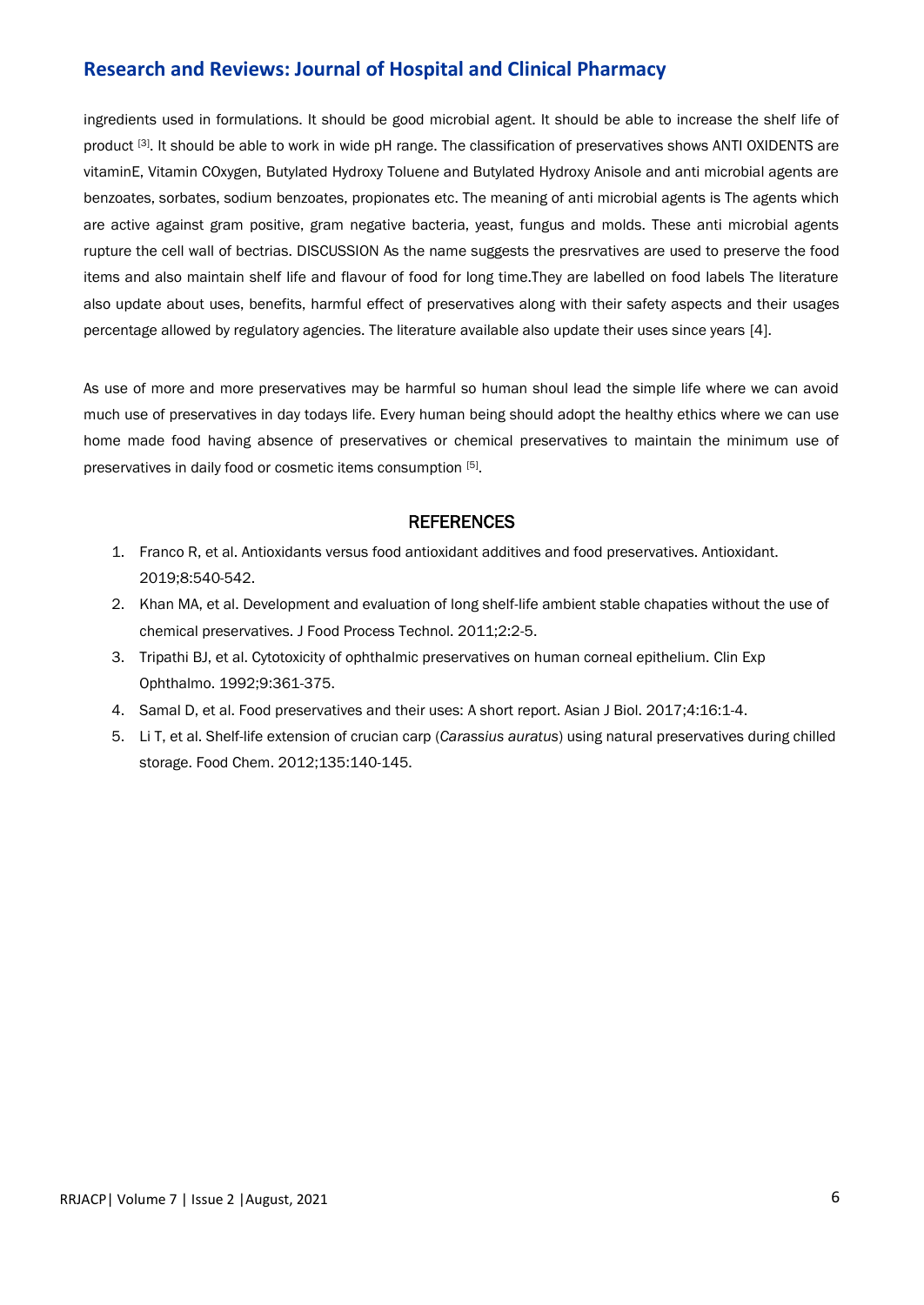ingredients used in formulations. It should be good microbial agent. It should be able to increase the shelf life of product [3]. It should be able to work in wide pH range. The classification of preservatives shows ANTI OXIDENTS are vitaminE, Vitamin COxygen, Butylated Hydroxy Toluene and Butylated Hydroxy Anisole and anti microbial agents are benzoates, sorbates, sodium benzoates, propionates etc. The meaning of anti microbial agents is The agents which are active against gram positive, gram negative bacteria, yeast, fungus and molds. These anti microbial agents rupture the cell wall of bectrias. DISCUSSION As the name suggests the presrvatives are used to preserve the food items and also maintain shelf life and flavour of food for long time.They are labelled on food labels The literature also update about uses, benefits, harmful effect of preservatives along with their safety aspects and their usages percentage allowed by regulatory agencies. The literature available also update their uses since years [4].

As use of more and more preservatives may be harmful so human shoul lead the simple life where we can avoid much use of preservatives in day todays life. Every human being should adopt the healthy ethics where we can use home made food having absence of preservatives or chemical preservatives to maintain the minimum use of preservatives in daily food or cosmetic items consumption [5].

## REFERENCES

1. Franco R, et al. Antioxidants versus food antioxidant additives and food preservatives. Antioxidant. 2019;8:540-542.
2. Khan MA, et al. Development and evaluation of long shelf-life ambient stable chapaties without the use of chemical preservatives. J Food Process Technol. 2011;2:2-5.
3. Tripathi BJ, et al. Cytotoxicity of ophthalmic preservatives on human corneal epithelium. Clin Exp Ophthalmo. 1992;9:361-375.
4. Samal D, et al. Food preservatives and their uses: A short report. Asian J Biol. 2017;4:16:1-4.
5. Li T, et al. Shelf-life extension of crucian carp (*Carassius auratus*) using natural preservatives during chilled storage. Food Chem. 2012;135:140-145.